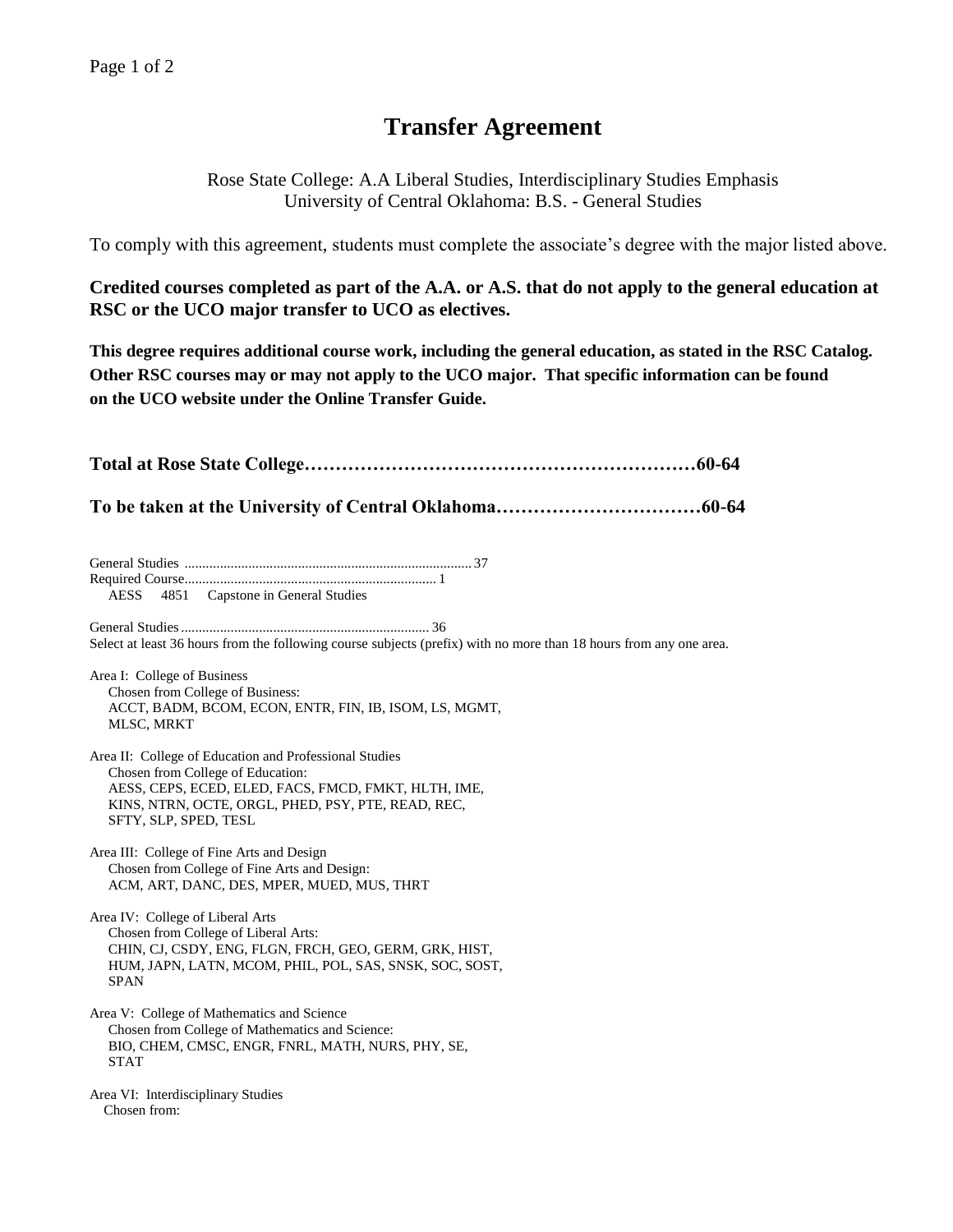# Transfer Agreement

Rose State College: A.A Liberal Studies, Interdisciplinary Studies Emphasis
University of Central Oklahoma: B.S. - General Studies

To comply with this agreement, students must complete the associate's degree with the major listed above.

**Credited courses completed as part of the A.A. or A.S. that do not apply to the general education at RSC or the UCO major transfer to UCO as electives.**

**This degree requires additional course work, including the general education, as stated in the RSC Catalog. Other RSC courses may or may not apply to the UCO major. That specific information can be found on the UCO website under the Online Transfer Guide.**

**Total at Rose State College……………………………………………………60-64**

**To be taken at the University of Central Oklahoma……………………………60-64**

General Studies ........................................................................ 37
Required Course........................................................................ 1
AESS 4851 Capstone in General Studies

General Studies ........................................................................ 36
Select at least 36 hours from the following course subjects (prefix) with no more than 18 hours from any one area.

Area I: College of Business
Chosen from College of Business:
ACCT, BADM, BCOM, ECON, ENTR, FIN, IB, ISOM, LS, MGMT, MLSC, MRKT

Area II: College of Education and Professional Studies
Chosen from College of Education:
AESS, CEPS, ECED, ELED, FACS, FMCD, FMKT, HLTH, IME, KINS, NTRN, OCTE, ORGL, PHED, PSY, PTE, READ, REC, SFTY, SLP, SPED, TESL

Area III: College of Fine Arts and Design
Chosen from College of Fine Arts and Design:
ACM, ART, DANC, DES, MPER, MUED, MUS, THRT

Area IV: College of Liberal Arts
Chosen from College of Liberal Arts:
CHIN, CJ, CSDY, ENG, FLGN, FRCH, GEO, GERM, GRK, HIST, HUM, JAPN, LATN, MCOM, PHIL, POL, SAS, SNSK, SOC, SOST, SPAN

Area V: College of Mathematics and Science
Chosen from College of Mathematics and Science:
BIO, CHEM, CMSC, ENGR, FNRL, MATH, NURS, PHY, SE, STAT

Area VI: Interdisciplinary Studies
Chosen from: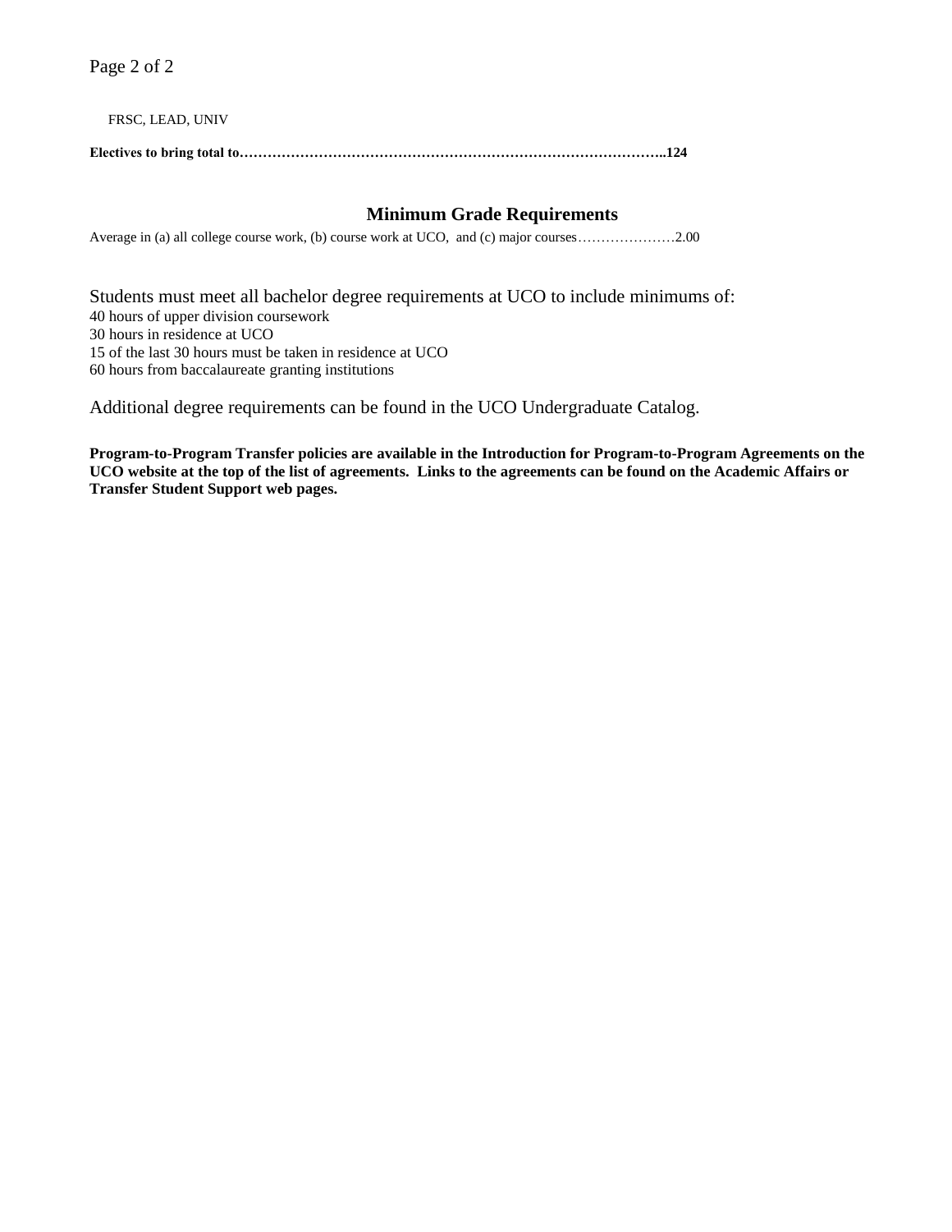FRSC, LEAD, UNIV

**Electives to bring total to……………………………………………………………………………..124**

## Minimum Grade Requirements

Average in (a) all college course work, (b) course work at UCO, and (c) major courses…………………2.00

Students must meet all bachelor degree requirements at UCO to include minimums of:
40 hours of upper division coursework
30 hours in residence at UCO
15 of the last 30 hours must be taken in residence at UCO
60 hours from baccalaureate granting institutions

Additional degree requirements can be found in the UCO Undergraduate Catalog.

**Program-to-Program Transfer policies are available in the Introduction for Program-to-Program Agreements on the UCO website at the top of the list of agreements. Links to the agreements can be found on the Academic Affairs or Transfer Student Support web pages.**